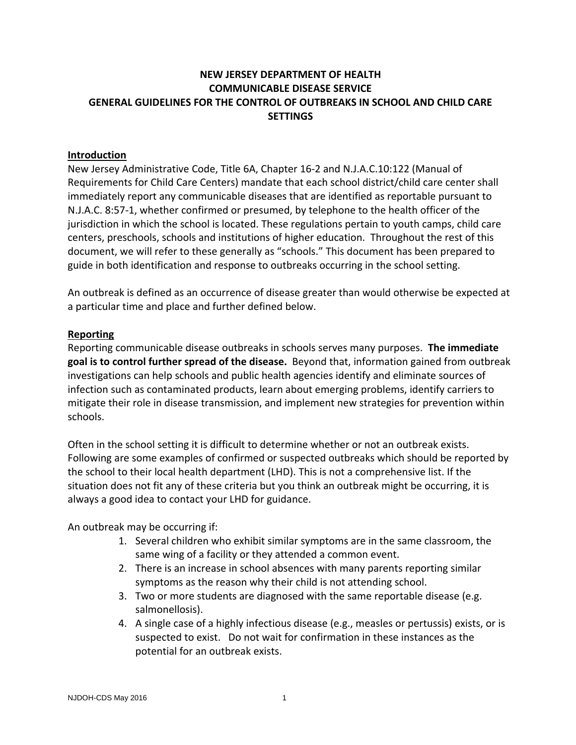# NEW JERSEY DEPARTMENT OF HEALTH
# COMMUNICABLE DISEASE SERVICE
# GENERAL GUIDELINES FOR THE CONTROL OF OUTBREAKS IN SCHOOL AND CHILD CARE SETTINGS

## Introduction

New Jersey Administrative Code, Title 6A, Chapter 16-2 and N.J.A.C.10:122 (Manual of Requirements for Child Care Centers) mandate that each school district/child care center shall immediately report any communicable diseases that are identified as reportable pursuant to N.J.A.C. 8:57-1, whether confirmed or presumed, by telephone to the health officer of the jurisdiction in which the school is located. These regulations pertain to youth camps, child care centers, preschools, schools and institutions of higher education. Throughout the rest of this document, we will refer to these generally as "schools." This document has been prepared to guide in both identification and response to outbreaks occurring in the school setting.

An outbreak is defined as an occurrence of disease greater than would otherwise be expected at a particular time and place and further defined below.

## Reporting

Reporting communicable disease outbreaks in schools serves many purposes. **The immediate goal is to control further spread of the disease.** Beyond that, information gained from outbreak investigations can help schools and public health agencies identify and eliminate sources of infection such as contaminated products, learn about emerging problems, identify carriers to mitigate their role in disease transmission, and implement new strategies for prevention within schools.

Often in the school setting it is difficult to determine whether or not an outbreak exists. Following are some examples of confirmed or suspected outbreaks which should be reported by the school to their local health department (LHD). This is not a comprehensive list. If the situation does not fit any of these criteria but you think an outbreak might be occurring, it is always a good idea to contact your LHD for guidance.

An outbreak may be occurring if:

1. Several children who exhibit similar symptoms are in the same classroom, the same wing of a facility or they attended a common event.
2. There is an increase in school absences with many parents reporting similar symptoms as the reason why their child is not attending school.
3. Two or more students are diagnosed with the same reportable disease (e.g. salmonellosis).
4. A single case of a highly infectious disease (e.g., measles or pertussis) exists, or is suspected to exist. Do not wait for confirmation in these instances as the potential for an outbreak exists.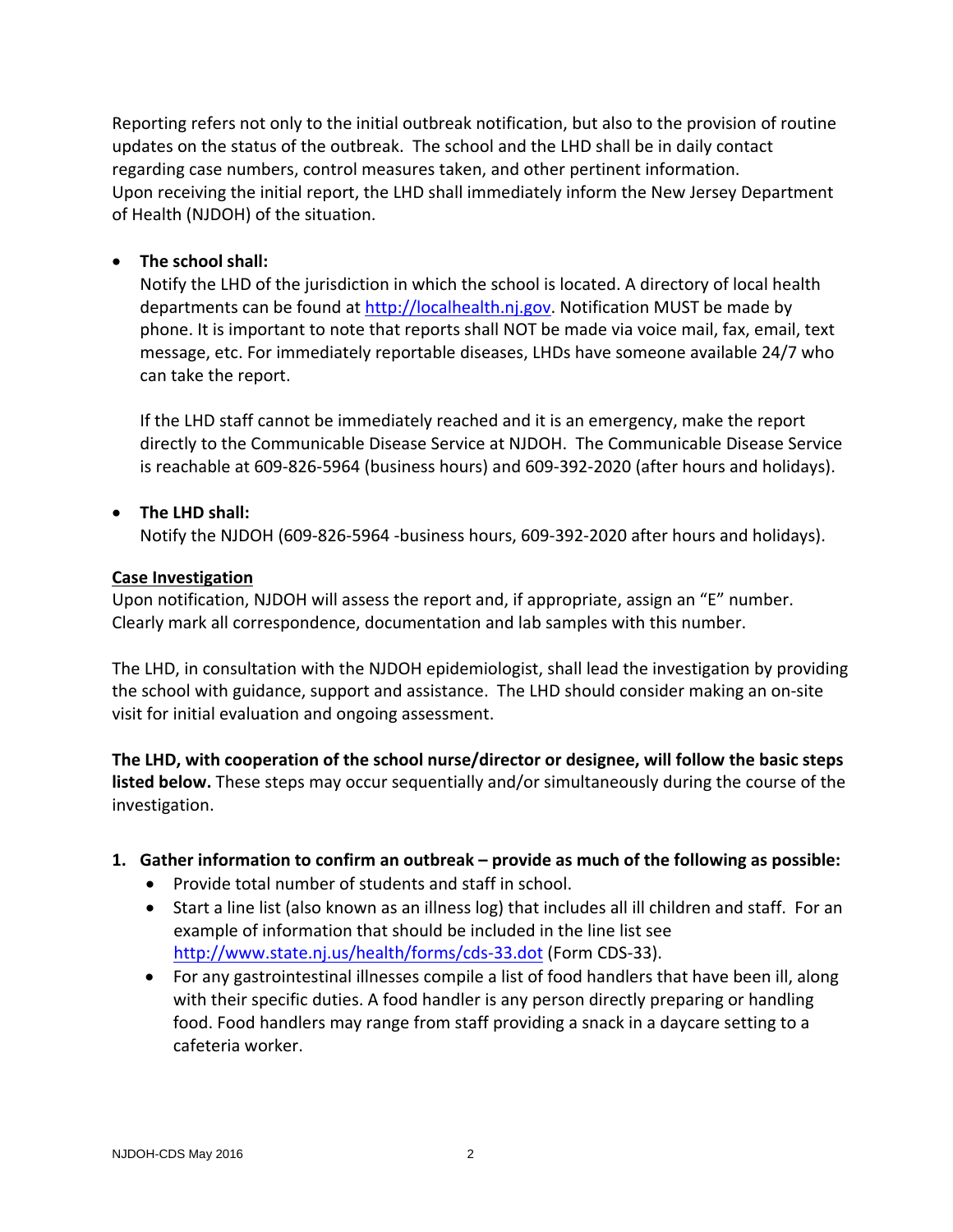Reporting refers not only to the initial outbreak notification, but also to the provision of routine updates on the status of the outbreak. The school and the LHD shall be in daily contact regarding case numbers, control measures taken, and other pertinent information. Upon receiving the initial report, the LHD shall immediately inform the New Jersey Department of Health (NJDOH) of the situation.

- **The school shall:**
  Notify the LHD of the jurisdiction in which the school is located. A directory of local health departments can be found at [http://localhealth.nj.gov](http://localhealth.nj.gov). Notification MUST be made by phone. It is important to note that reports shall NOT be made via voice mail, fax, email, text message, etc. For immediately reportable diseases, LHDs have someone available 24/7 who can take the report.

  If the LHD staff cannot be immediately reached and it is an emergency, make the report directly to the Communicable Disease Service at NJDOH. The Communicable Disease Service is reachable at 609-826-5964 (business hours) and 609-392-2020 (after hours and holidays).

- **The LHD shall:**
  Notify the NJDOH (609-826-5964 -business hours, 609-392-2020 after hours and holidays).

**Case Investigation**

Upon notification, NJDOH will assess the report and, if appropriate, assign an "E" number. Clearly mark all correspondence, documentation and lab samples with this number.

The LHD, in consultation with the NJDOH epidemiologist, shall lead the investigation by providing the school with guidance, support and assistance. The LHD should consider making an on-site visit for initial evaluation and ongoing assessment.

**The LHD, with cooperation of the school nurse/director or designee, will follow the basic steps listed below.** These steps may occur sequentially and/or simultaneously during the course of the investigation.

1. **Gather information to confirm an outbreak – provide as much of the following as possible:**
   - Provide total number of students and staff in school.
   - Start a line list (also known as an illness log) that includes all ill children and staff. For an example of information that should be included in the line list see [http://www.state.nj.us/health/forms/cds-33.dot](http://www.state.nj.us/health/forms/cds-33.dot) (Form CDS-33).
   - For any gastrointestinal illnesses compile a list of food handlers that have been ill, along with their specific duties. A food handler is any person directly preparing or handling food. Food handlers may range from staff providing a snack in a daycare setting to a cafeteria worker.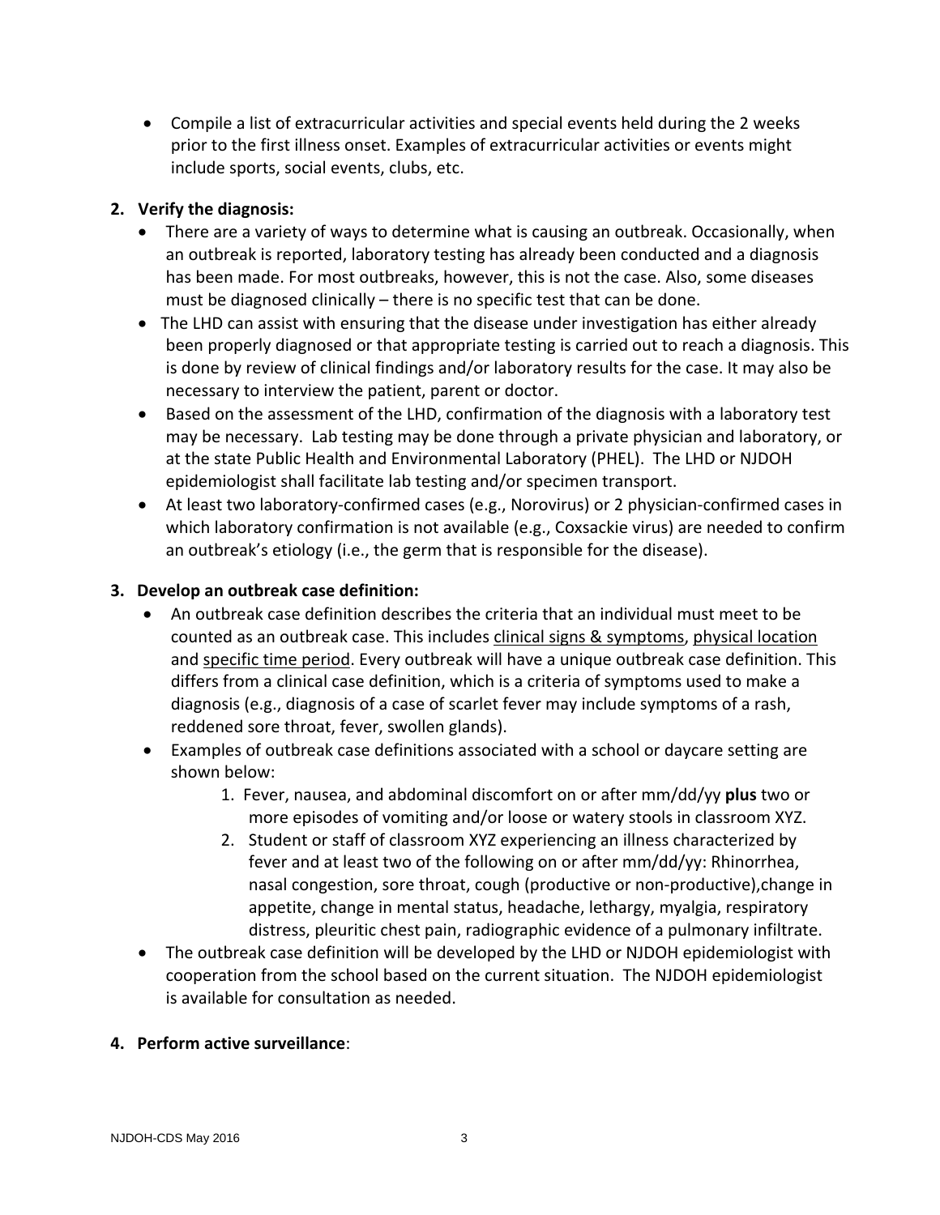- Compile a list of extracurricular activities and special events held during the 2 weeks prior to the first illness onset. Examples of extracurricular activities or events might include sports, social events, clubs, etc.

**2. Verify the diagnosis:**

- There are a variety of ways to determine what is causing an outbreak. Occasionally, when an outbreak is reported, laboratory testing has already been conducted and a diagnosis has been made. For most outbreaks, however, this is not the case. Also, some diseases must be diagnosed clinically – there is no specific test that can be done.
- The LHD can assist with ensuring that the disease under investigation has either already been properly diagnosed or that appropriate testing is carried out to reach a diagnosis. This is done by review of clinical findings and/or laboratory results for the case. It may also be necessary to interview the patient, parent or doctor.
- Based on the assessment of the LHD, confirmation of the diagnosis with a laboratory test may be necessary. Lab testing may be done through a private physician and laboratory, or at the state Public Health and Environmental Laboratory (PHEL). The LHD or NJDOH epidemiologist shall facilitate lab testing and/or specimen transport.
- At least two laboratory-confirmed cases (e.g., Norovirus) or 2 physician-confirmed cases in which laboratory confirmation is not available (e.g., Coxsackie virus) are needed to confirm an outbreak's etiology (i.e., the germ that is responsible for the disease).

**3. Develop an outbreak case definition:**

- An outbreak case definition describes the criteria that an individual must meet to be counted as an outbreak case. This includes <u>clinical signs & symptoms</u>, <u>physical location</u> and <u>specific time period</u>. Every outbreak will have a unique outbreak case definition. This differs from a clinical case definition, which is a criteria of symptoms used to make a diagnosis (e.g., diagnosis of a case of scarlet fever may include symptoms of a rash, reddened sore throat, fever, swollen glands).
- Examples of outbreak case definitions associated with a school or daycare setting are shown below:
    1. Fever, nausea, and abdominal discomfort on or after mm/dd/yy **plus** two or more episodes of vomiting and/or loose or watery stools in classroom XYZ.
    2. Student or staff of classroom XYZ experiencing an illness characterized by fever and at least two of the following on or after mm/dd/yy: Rhinorrhea, nasal congestion, sore throat, cough (productive or non-productive),change in appetite, change in mental status, headache, lethargy, myalgia, respiratory distress, pleuritic chest pain, radiographic evidence of a pulmonary infiltrate.
- The outbreak case definition will be developed by the LHD or NJDOH epidemiologist with cooperation from the school based on the current situation. The NJDOH epidemiologist is available for consultation as needed.

**4. Perform active surveillance**: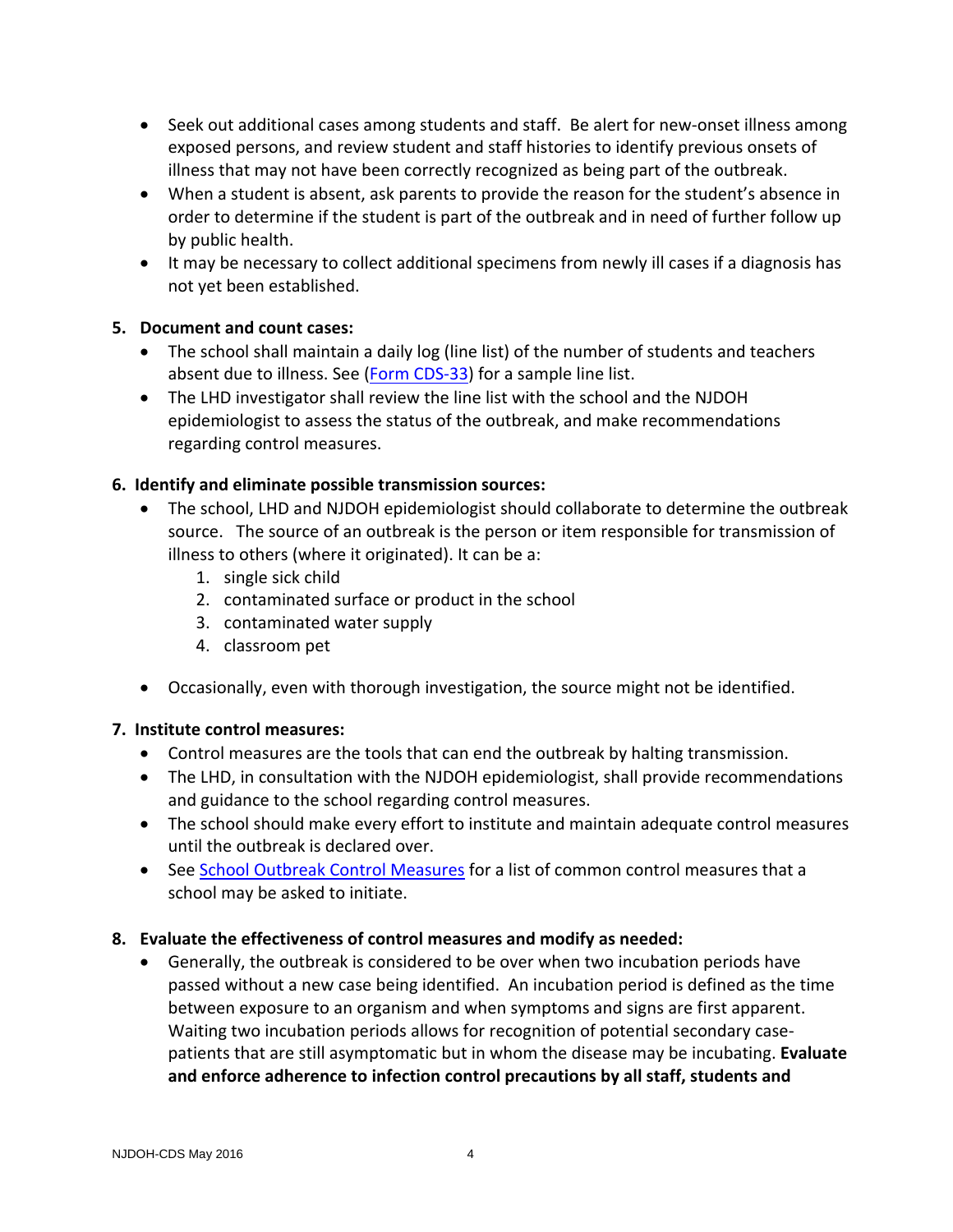- Seek out additional cases among students and staff. Be alert for new-onset illness among exposed persons, and review student and staff histories to identify previous onsets of illness that may not have been correctly recognized as being part of the outbreak.
- When a student is absent, ask parents to provide the reason for the student's absence in order to determine if the student is part of the outbreak and in need of further follow up by public health.
- It may be necessary to collect additional specimens from newly ill cases if a diagnosis has not yet been established.

**5. Document and count cases:**

- The school shall maintain a daily log (line list) of the number of students and teachers absent due to illness. See (Form CDS-33) for a sample line list.
- The LHD investigator shall review the line list with the school and the NJDOH epidemiologist to assess the status of the outbreak, and make recommendations regarding control measures.

**6. Identify and eliminate possible transmission sources:**

- The school, LHD and NJDOH epidemiologist should collaborate to determine the outbreak source. The source of an outbreak is the person or item responsible for transmission of illness to others (where it originated). It can be a:
  1. single sick child
  2. contaminated surface or product in the school
  3. contaminated water supply
  4. classroom pet
- Occasionally, even with thorough investigation, the source might not be identified.

**7. Institute control measures:**

- Control measures are the tools that can end the outbreak by halting transmission.
- The LHD, in consultation with the NJDOH epidemiologist, shall provide recommendations and guidance to the school regarding control measures.
- The school should make every effort to institute and maintain adequate control measures until the outbreak is declared over.
- See School Outbreak Control Measures for a list of common control measures that a school may be asked to initiate.

**8. Evaluate the effectiveness of control measures and modify as needed:**

- Generally, the outbreak is considered to be over when two incubation periods have passed without a new case being identified. An incubation period is defined as the time between exposure to an organism and when symptoms and signs are first apparent. Waiting two incubation periods allows for recognition of potential secondary case-patients that are still asymptomatic but in whom the disease may be incubating. **Evaluate and enforce adherence to infection control precautions by all staff, students and**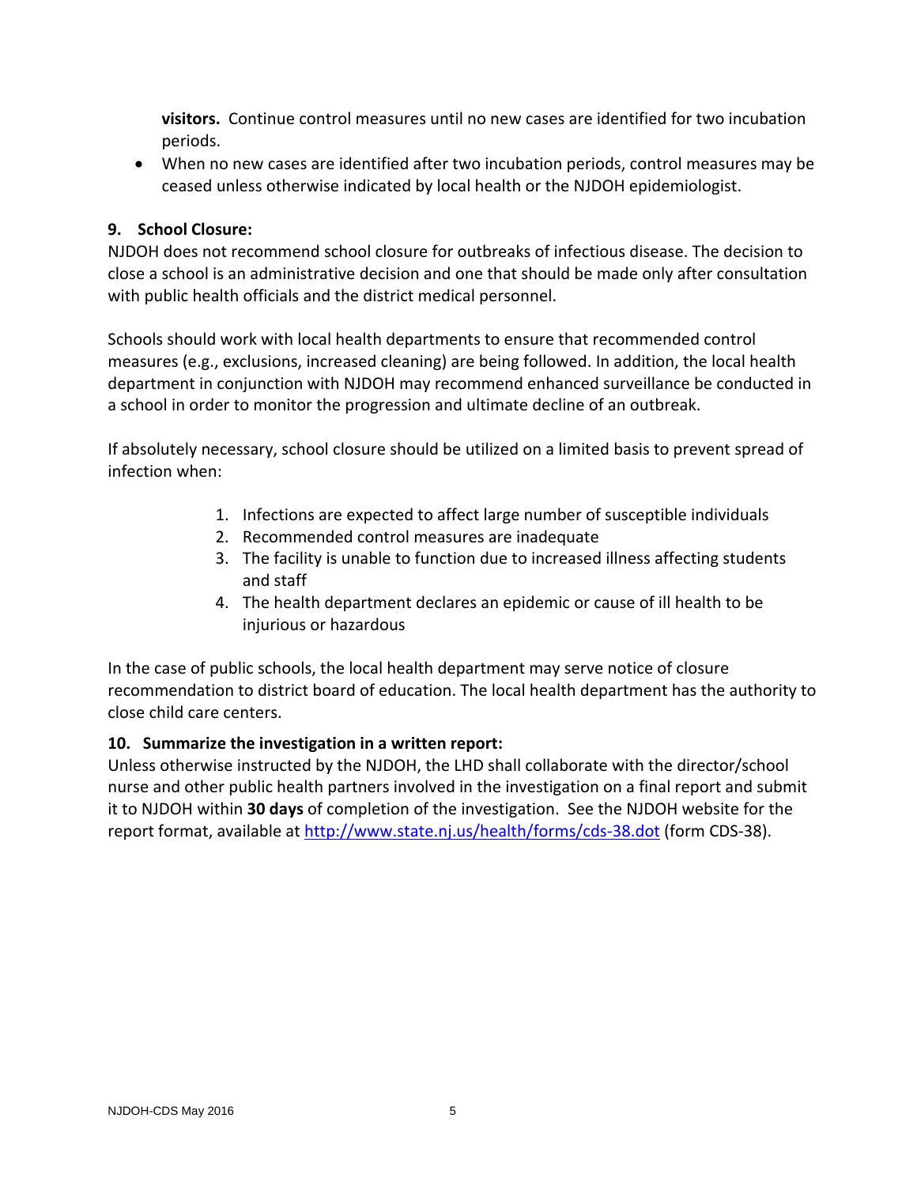**visitors.** Continue control measures until no new cases are identified for two incubation periods.

- When no new cases are identified after two incubation periods, control measures may be ceased unless otherwise indicated by local health or the NJDOH epidemiologist.

**9. School Closure:**

NJDOH does not recommend school closure for outbreaks of infectious disease. The decision to close a school is an administrative decision and one that should be made only after consultation with public health officials and the district medical personnel.

Schools should work with local health departments to ensure that recommended control measures (e.g., exclusions, increased cleaning) are being followed. In addition, the local health department in conjunction with NJDOH may recommend enhanced surveillance be conducted in a school in order to monitor the progression and ultimate decline of an outbreak.

If absolutely necessary, school closure should be utilized on a limited basis to prevent spread of infection when:

1. Infections are expected to affect large number of susceptible individuals
2. Recommended control measures are inadequate
3. The facility is unable to function due to increased illness affecting students and staff
4. The health department declares an epidemic or cause of ill health to be injurious or hazardous

In the case of public schools, the local health department may serve notice of closure recommendation to district board of education. The local health department has the authority to close child care centers.

**10. Summarize the investigation in a written report:**

Unless otherwise instructed by the NJDOH, the LHD shall collaborate with the director/school nurse and other public health partners involved in the investigation on a final report and submit it to NJDOH within **30 days** of completion of the investigation. See the NJDOH website for the report format, available at http://www.state.nj.us/health/forms/cds-38.dot (form CDS-38).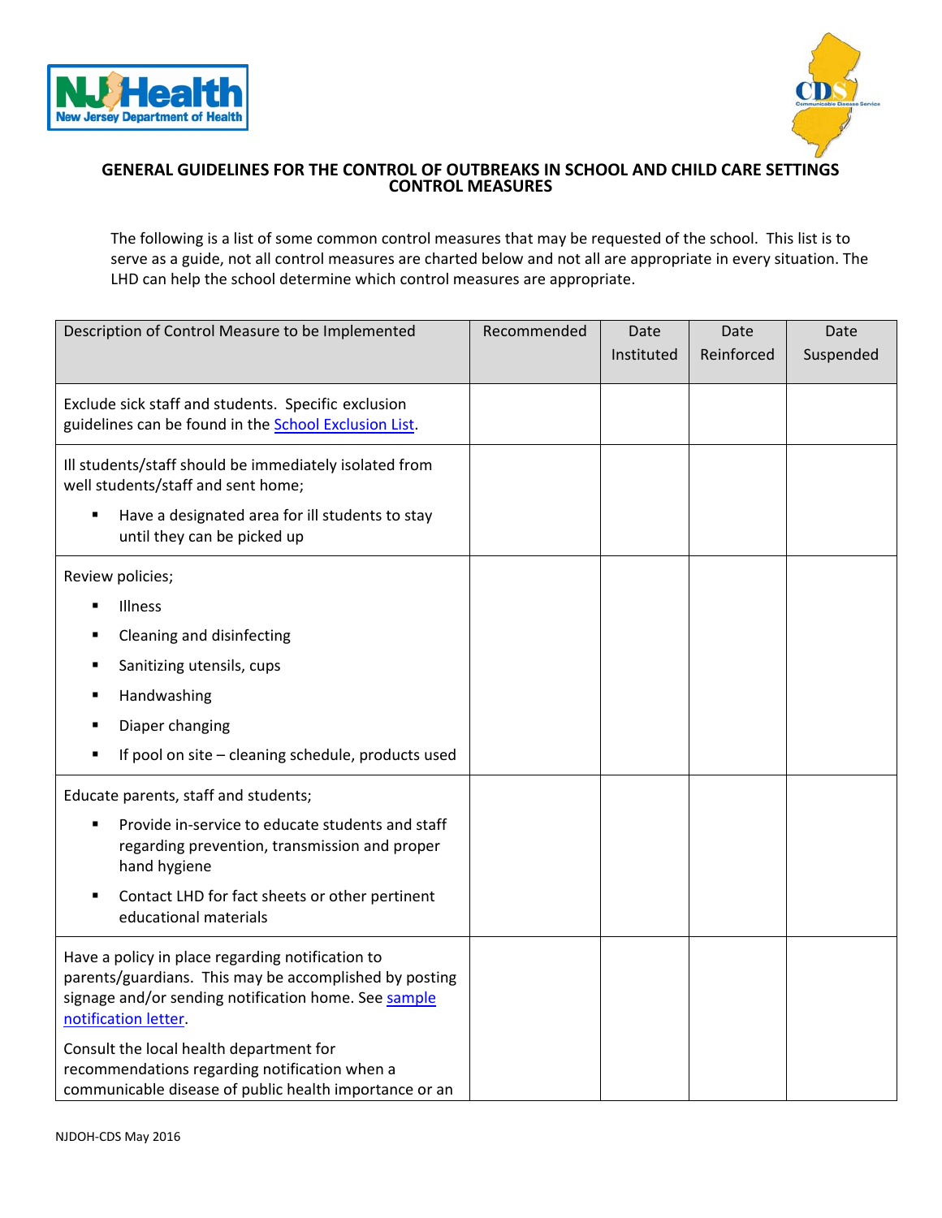## GENERAL GUIDELINES FOR THE CONTROL OF OUTBREAKS IN SCHOOL AND CHILD CARE SETTINGS
## CONTROL MEASURES

The following is a list of some common control measures that may be requested of the school. This list is to serve as a guide, not all control measures are charted below and not all are appropriate in every situation. The LHD can help the school determine which control measures are appropriate.

| Description of Control Measure to be Implemented | Recommended | Date Instituted | Date Reinforced | Date Suspended |
|---|---|---|---|---|
| Exclude sick staff and students. Specific exclusion guidelines can be found in the School Exclusion List. | | | | |
| Ill students/staff should be immediately isolated from well students/staff and sent home;<br>▪ Have a designated area for ill students to stay until they can be picked up | | | | |
| Review policies;<br>▪ Illness<br>▪ Cleaning and disinfecting<br>▪ Sanitizing utensils, cups<br>▪ Handwashing<br>▪ Diaper changing<br>▪ If pool on site – cleaning schedule, products used | | | | |
| Educate parents, staff and students;<br>▪ Provide in-service to educate students and staff regarding prevention, transmission and proper hand hygiene<br>▪ Contact LHD for fact sheets or other pertinent educational materials | | | | |
| Have a policy in place regarding notification to parents/guardians. This may be accomplished by posting signage and/or sending notification home. See sample notification letter.<br>Consult the local health department for recommendations regarding notification when a communicable disease of public health importance or an | | | | |

NJDOH-CDS May 2016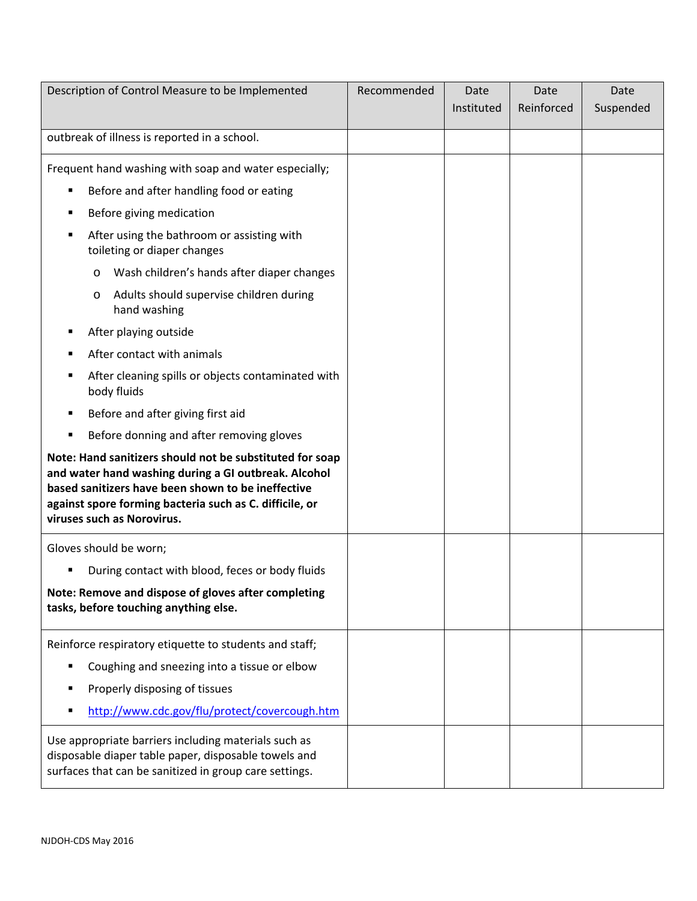| Description of Control Measure to be Implemented | Recommended | Date Instituted | Date Reinforced | Date Suspended |
|---|---|---|---|---|
| outbreak of illness is reported in a school. | | | | |
| Frequent hand washing with soap and water especially;<br>▪ Before and after handling food or eating<br>▪ Before giving medication<br>▪ After using the bathroom or assisting with toileting or diaper changes<br>&nbsp;&nbsp;&nbsp;&nbsp;o Wash children's hands after diaper changes<br>&nbsp;&nbsp;&nbsp;&nbsp;o Adults should supervise children during hand washing<br>▪ After playing outside<br>▪ After contact with animals<br>▪ After cleaning spills or objects contaminated with body fluids<br>▪ Before and after giving first aid<br>▪ Before donning and after removing gloves<br>**Note: Hand sanitizers should not be substituted for soap and water hand washing during a GI outbreak. Alcohol based sanitizers have been shown to be ineffective against spore forming bacteria such as C. difficile, or viruses such as Norovirus.** | | | | |
| Gloves should be worn;<br>▪ During contact with blood, feces or body fluids<br>**Note: Remove and dispose of gloves after completing tasks, before touching anything else.** | | | | |
| Reinforce respiratory etiquette to students and staff;<br>▪ Coughing and sneezing into a tissue or elbow<br>▪ Properly disposing of tissues<br>▪ http://www.cdc.gov/flu/protect/covercough.htm | | | | |
| Use appropriate barriers including materials such as disposable diaper table paper, disposable towels and surfaces that can be sanitized in group care settings. | | | | |

NJDOH-CDS May 2016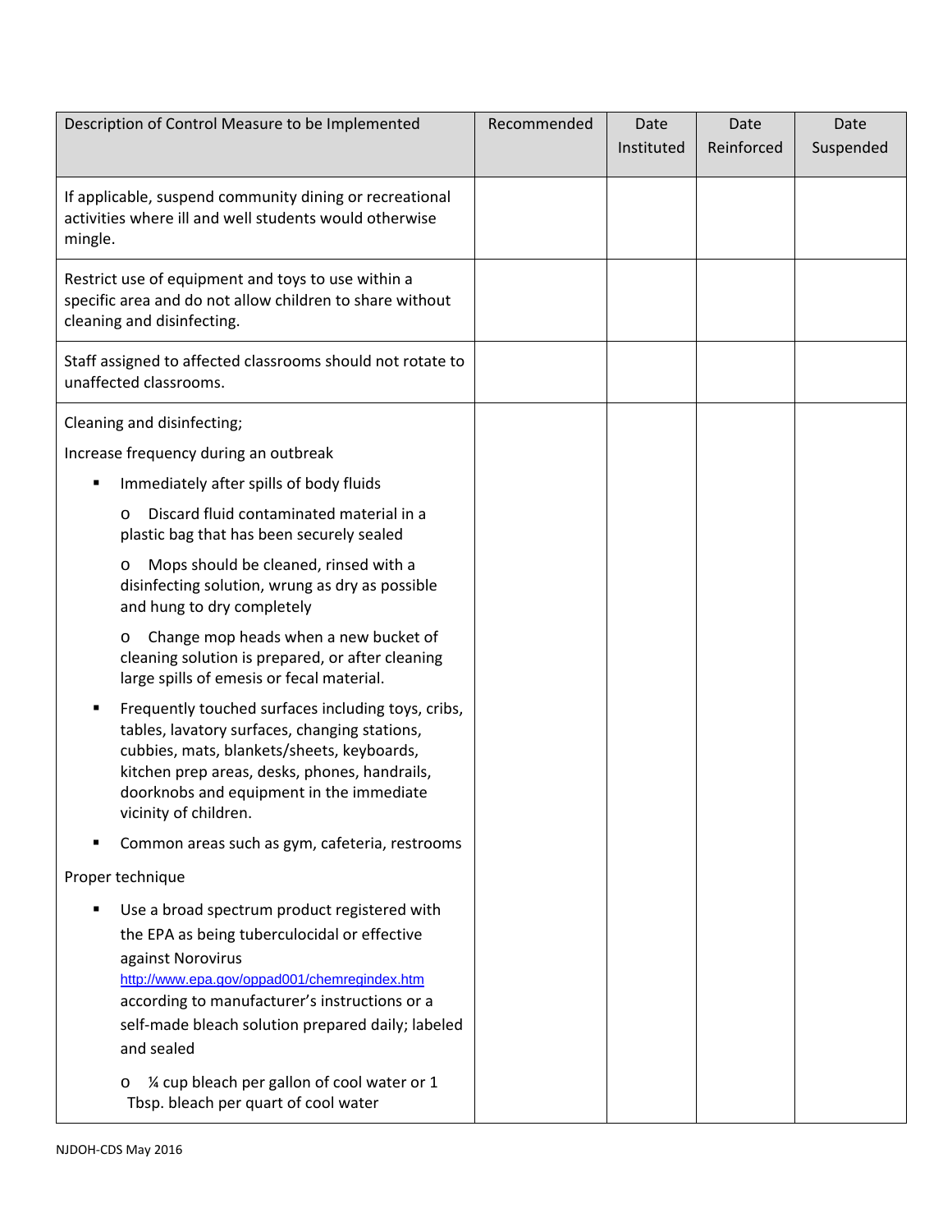| Description of Control Measure to be Implemented | Recommended | Date Instituted | Date Reinforced | Date Suspended |
|---|---|---|---|---|
| If applicable, suspend community dining or recreational activities where ill and well students would otherwise mingle. | | | | |
| Restrict use of equipment and toys to use within a specific area and do not allow children to share without cleaning and disinfecting. | | | | |
| Staff assigned to affected classrooms should not rotate to unaffected classrooms. | | | | |
| Cleaning and disinfecting;<br>Increase frequency during an outbreak<br>▪ Immediately after spills of body fluids<br>o Discard fluid contaminated material in a plastic bag that has been securely sealed<br>o Mops should be cleaned, rinsed with a disinfecting solution, wrung as dry as possible and hung to dry completely<br>o Change mop heads when a new bucket of cleaning solution is prepared, or after cleaning large spills of emesis or fecal material.<br>▪ Frequently touched surfaces including toys, cribs, tables, lavatory surfaces, changing stations, cubbies, mats, blankets/sheets, keyboards, kitchen prep areas, desks, phones, handrails, doorknobs and equipment in the immediate vicinity of children.<br>▪ Common areas such as gym, cafeteria, restrooms<br>Proper technique<br>▪ Use a broad spectrum product registered with the EPA as being tuberculocidal or effective against Norovirus http://www.epa.gov/oppad001/chemregindex.htm according to manufacturer's instructions or a self-made bleach solution prepared daily; labeled and sealed<br>o ¼ cup bleach per gallon of cool water or 1 Tbsp. bleach per quart of cool water | | | | |

NJDOH-CDS May 2016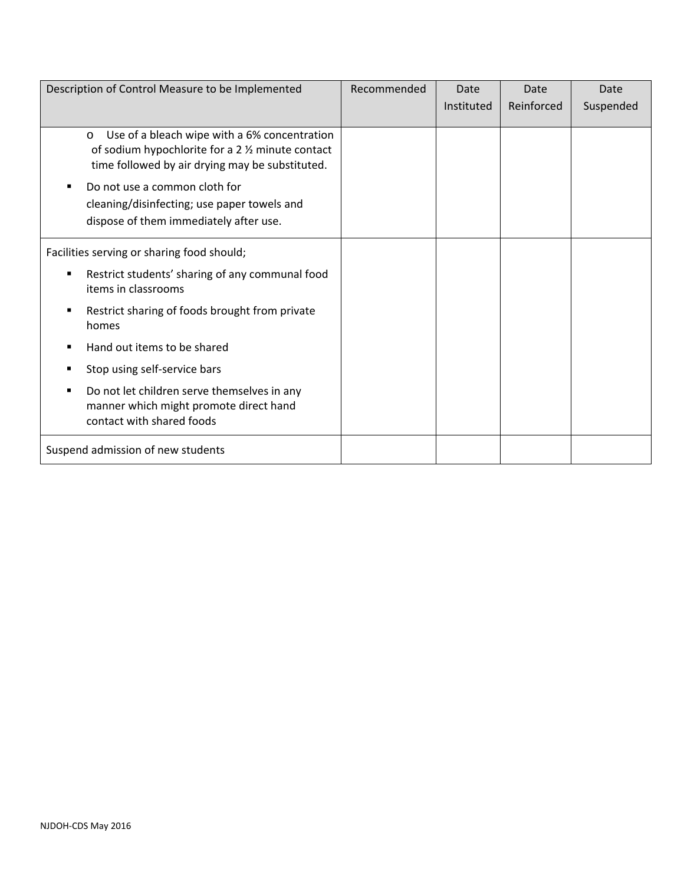| Description of Control Measure to be Implemented | Recommended | Date Instituted | Date Reinforced | Date Suspended |
|---|---|---|---|---|
| o Use of a bleach wipe with a 6% concentration of sodium hypochlorite for a 2 ½ minute contact time followed by air drying may be substituted.<br>▪ Do not use a common cloth for cleaning/disinfecting; use paper towels and dispose of them immediately after use. | | | | |
| Facilities serving or sharing food should;<br>▪ Restrict students' sharing of any communal food items in classrooms<br>▪ Restrict sharing of foods brought from private homes<br>▪ Hand out items to be shared<br>▪ Stop using self-service bars<br>▪ Do not let children serve themselves in any manner which might promote direct hand contact with shared foods | | | | |
| Suspend admission of new students | | | | |

NJDOH-CDS May 2016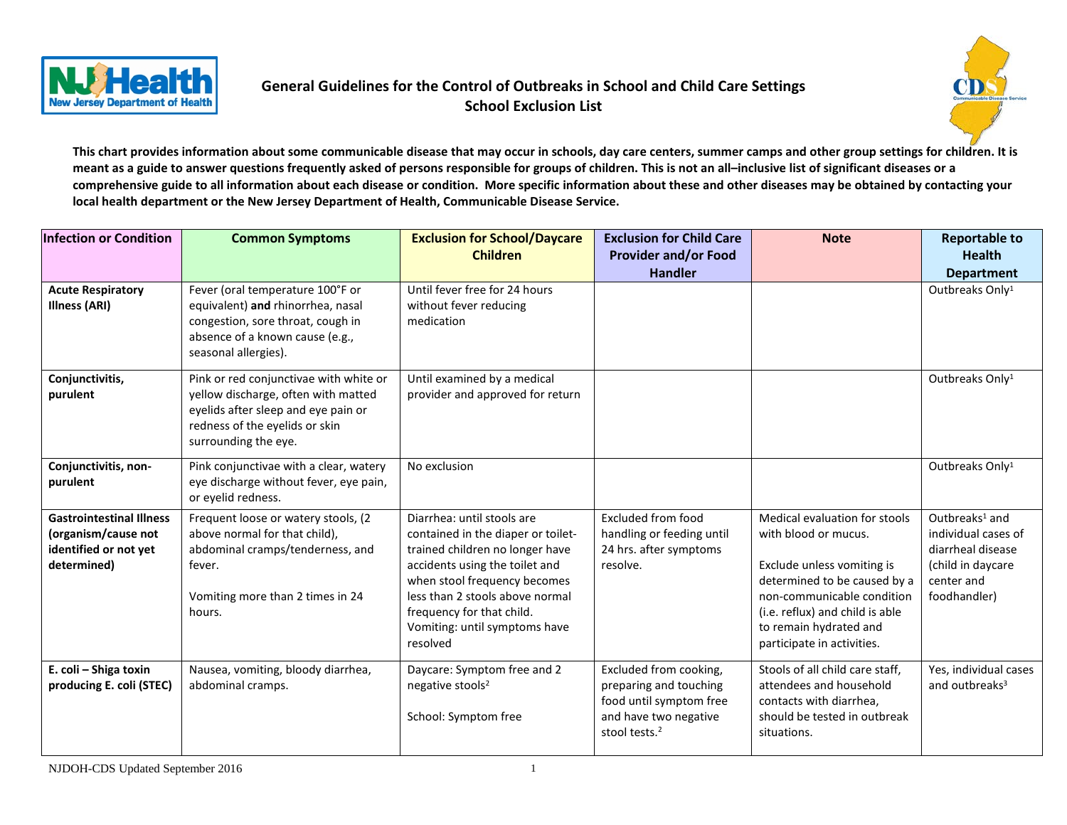# General Guidelines for the Control of Outbreaks in School and Child Care Settings
## School Exclusion List

**This chart provides information about some communicable disease that may occur in schools, day care centers, summer camps and other group settings for children. It is meant as a guide to answer questions frequently asked of persons responsible for groups of children. This is not an all–inclusive list of significant diseases or a comprehensive guide to all information about each disease or condition. More specific information about these and other diseases may be obtained by contacting your local health department or the New Jersey Department of Health, Communicable Disease Service.**

| Infection or Condition | Common Symptoms | Exclusion for School/Daycare Children | Exclusion for Child Care Provider and/or Food Handler | Note | Reportable to Health Department |
|---|---|---|---|---|---|
| **Acute Respiratory Illness (ARI)** | Fever (oral temperature 100°F or equivalent) **and** rhinorrhea, nasal congestion, sore throat, cough in absence of a known cause (e.g., seasonal allergies). | Until fever free for 24 hours without fever reducing medication | | | Outbreaks Only[1] |
| **Conjunctivitis, purulent** | Pink or red conjunctivae with white or yellow discharge, often with matted eyelids after sleep and eye pain or redness of the eyelids or skin surrounding the eye. | Until examined by a medical provider and approved for return | | | Outbreaks Only[1] |
| **Conjunctivitis, non-purulent** | Pink conjunctivae with a clear, watery eye discharge without fever, eye pain, or eyelid redness. | No exclusion | | | Outbreaks Only[1] |
| **Gastrointestinal Illness (organism/cause not identified or not yet determined)** | Frequent loose or watery stools, (2 above normal for that child), abdominal cramps/tenderness, and fever.<br><br>Vomiting more than 2 times in 24 hours. | Diarrhea: until stools are contained in the diaper or toilet-trained children no longer have accidents using the toilet and when stool frequency becomes less than 2 stools above normal frequency for that child.<br>Vomiting: until symptoms have resolved | Excluded from food handling or feeding until 24 hrs. after symptoms resolve. | Medical evaluation for stools with blood or mucus.<br><br>Exclude unless vomiting is determined to be caused by a non-communicable condition (i.e. reflux) and child is able to remain hydrated and participate in activities. | Outbreaks[1] and individual cases of diarrheal disease (child in daycare center and foodhandler) |
| **E. coli – Shiga toxin producing E. coli (STEC)** | Nausea, vomiting, bloody diarrhea, abdominal cramps. | Daycare: Symptom free and 2 negative stools[2]<br><br>School: Symptom free | Excluded from cooking, preparing and touching food until symptom free and have two negative stool tests.[2] | Stools of all child care staff, attendees and household contacts with diarrhea, should be tested in outbreak situations. | Yes, individual cases and outbreaks[3] |

NJDOH-CDS Updated September 2016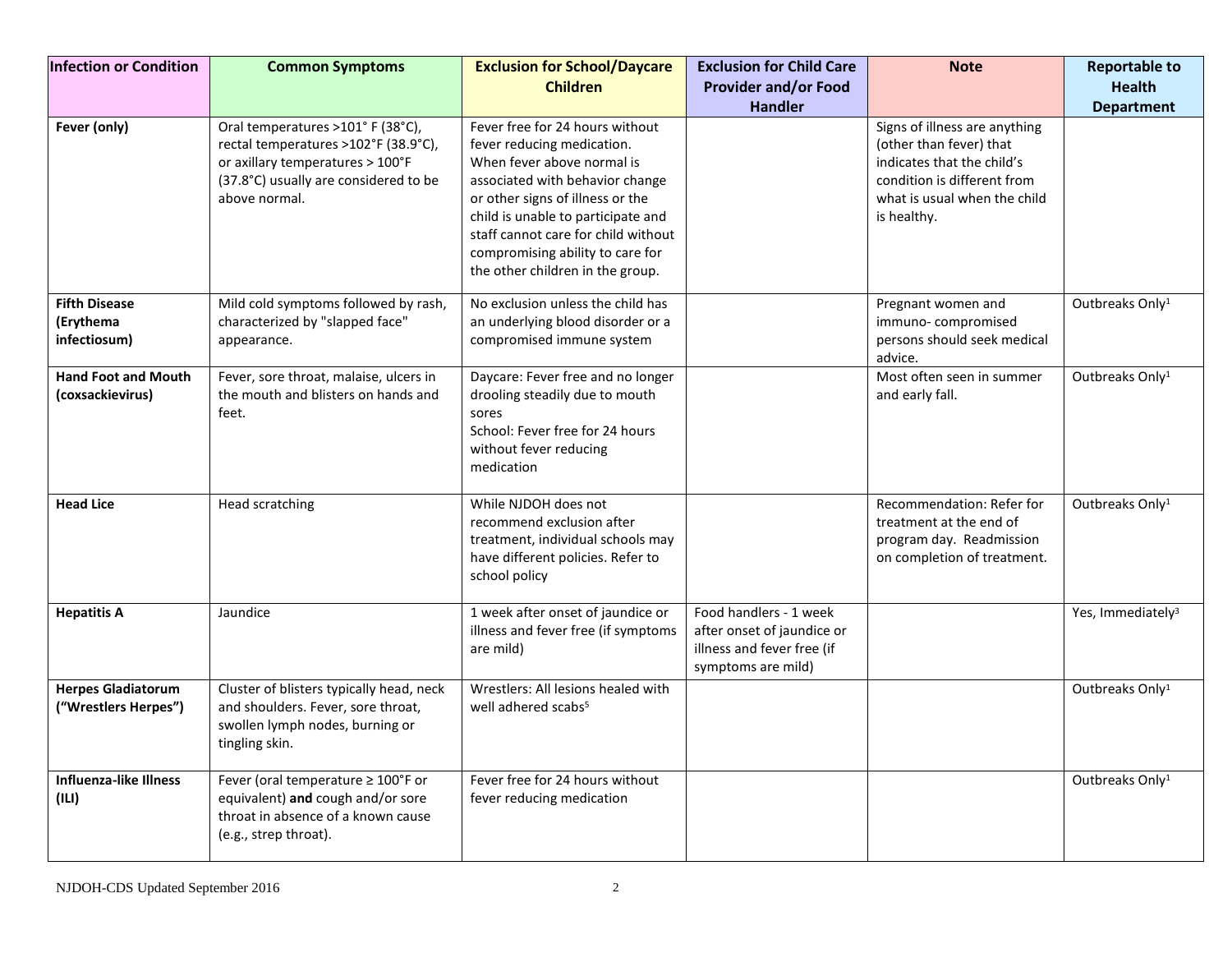| Infection or Condition | Common Symptoms | Exclusion for School/Daycare Children | Exclusion for Child Care Provider and/or Food Handler | Note | Reportable to Health Department |
|---|---|---|---|---|---|
| **Fever (only)** | Oral temperatures >101° F (38°C), rectal temperatures >102°F (38.9°C), or axillary temperatures > 100°F (37.8°C) usually are considered to be above normal. | Fever free for 24 hours without fever reducing medication. When fever above normal is associated with behavior change or other signs of illness or the child is unable to participate and staff cannot care for child without compromising ability to care for the other children in the group. | | Signs of illness are anything (other than fever) that indicates that the child's condition is different from what is usual when the child is healthy. | |
| **Fifth Disease (Erythema infectiosum)** | Mild cold symptoms followed by rash, characterized by "slapped face" appearance. | No exclusion unless the child has an underlying blood disorder or a compromised immune system | | Pregnant women and immuno- compromised persons should seek medical advice. | Outbreaks Only[1] |
| **Hand Foot and Mouth (coxsackievirus)** | Fever, sore throat, malaise, ulcers in the mouth and blisters on hands and feet. | Daycare: Fever free and no longer drooling steadily due to mouth sores<br>School: Fever free for 24 hours without fever reducing medication | | Most often seen in summer and early fall. | Outbreaks Only[1] |
| **Head Lice** | Head scratching | While NJDOH does not recommend exclusion after treatment, individual schools may have different policies. Refer to school policy | | Recommendation: Refer for treatment at the end of program day. Readmission on completion of treatment. | Outbreaks Only[1] |
| **Hepatitis A** | Jaundice | 1 week after onset of jaundice or illness and fever free (if symptoms are mild) | Food handlers - 1 week after onset of jaundice or illness and fever free (if symptoms are mild) | | Yes, Immediately[3] |
| **Herpes Gladiatorum ("Wrestlers Herpes")** | Cluster of blisters typically head, neck and shoulders. Fever, sore throat, swollen lymph nodes, burning or tingling skin. | Wrestlers: All lesions healed with well adhered scabs[5] | | | Outbreaks Only[1] |
| **Influenza-like Illness (ILI)** | Fever (oral temperature ≥ 100°F or equivalent) **and** cough and/or sore throat in absence of a known cause (e.g., strep throat). | Fever free for 24 hours without fever reducing medication | | | Outbreaks Only[1] |

NJDOH-CDS Updated September 2016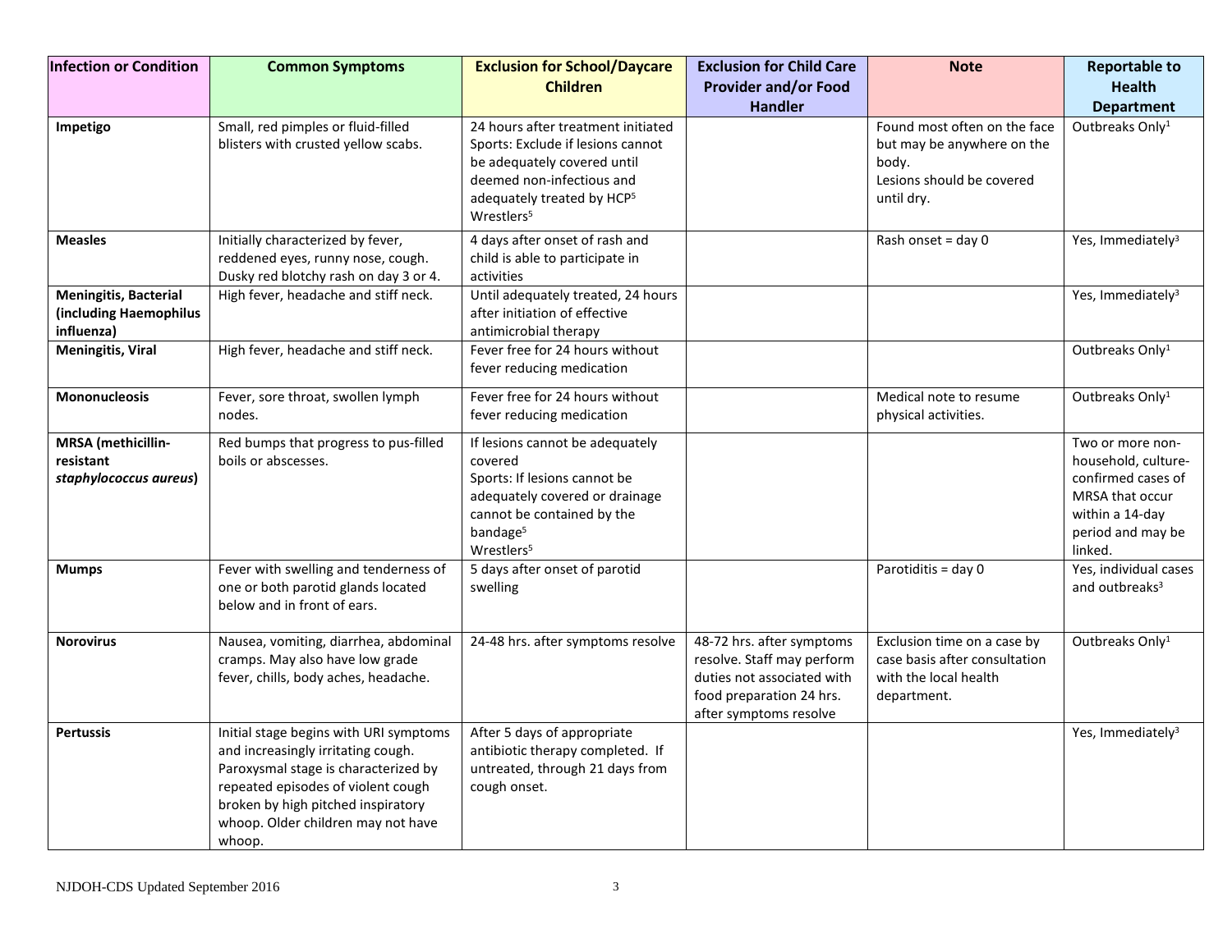| Infection or Condition | Common Symptoms | Exclusion for School/Daycare Children | Exclusion for Child Care Provider and/or Food Handler | Note | Reportable to Health Department |
|---|---|---|---|---|---|
| **Impetigo** | Small, red pimples or fluid-filled blisters with crusted yellow scabs. | 24 hours after treatment initiated<br>Sports: Exclude if lesions cannot be adequately covered until deemed non-infectious and adequately treated by HCP[5]<br>Wrestlers[5] | | Found most often on the face but may be anywhere on the body.<br>Lesions should be covered until dry. | Outbreaks Only[1] |
| **Measles** | Initially characterized by fever, reddened eyes, runny nose, cough. Dusky red blotchy rash on day 3 or 4. | 4 days after onset of rash and child is able to participate in activities | | Rash onset = day 0 | Yes, Immediately[3] |
| **Meningitis, Bacterial (including Haemophilus influenza)** | High fever, headache and stiff neck. | Until adequately treated, 24 hours after initiation of effective antimicrobial therapy | | | Yes, Immediately[3] |
| **Meningitis, Viral** | High fever, headache and stiff neck. | Fever free for 24 hours without fever reducing medication | | | Outbreaks Only[1] |
| **Mononucleosis** | Fever, sore throat, swollen lymph nodes. | Fever free for 24 hours without fever reducing medication | | Medical note to resume physical activities. | Outbreaks Only[1] |
| **MRSA (methicillin-resistant *staphylococcus aureus*)** | Red bumps that progress to pus-filled boils or abscesses. | If lesions cannot be adequately covered<br>Sports: If lesions cannot be adequately covered or drainage cannot be contained by the bandage[5]<br>Wrestlers[5] | | | Two or more non-household, culture-confirmed cases of MRSA that occur within a 14-day period and may be linked. |
| **Mumps** | Fever with swelling and tenderness of one or both parotid glands located below and in front of ears. | 5 days after onset of parotid swelling | | Parotiditis = day 0 | Yes, individual cases and outbreaks[3] |
| **Norovirus** | Nausea, vomiting, diarrhea, abdominal cramps. May also have low grade fever, chills, body aches, headache. | 24-48 hrs. after symptoms resolve | 48-72 hrs. after symptoms resolve. Staff may perform duties not associated with food preparation 24 hrs. after symptoms resolve | Exclusion time on a case by case basis after consultation with the local health department. | Outbreaks Only[1] |
| **Pertussis** | Initial stage begins with URI symptoms and increasingly irritating cough. Paroxysmal stage is characterized by repeated episodes of violent cough broken by high pitched inspiratory whoop. Older children may not have whoop. | After 5 days of appropriate antibiotic therapy completed. If untreated, through 21 days from cough onset. | | | Yes, Immediately[3] |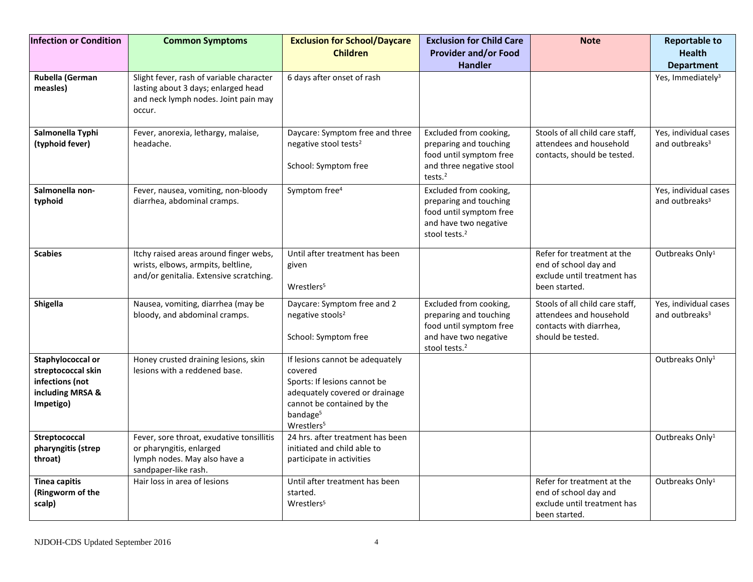| Infection or Condition | Common Symptoms | Exclusion for School/Daycare Children | Exclusion for Child Care Provider and/or Food Handler | Note | Reportable to Health Department |
|---|---|---|---|---|---|
| **Rubella (German measles)** | Slight fever, rash of variable character lasting about 3 days; enlarged head and neck lymph nodes. Joint pain may occur. | 6 days after onset of rash | | | Yes, Immediately[3] |
| **Salmonella Typhi (typhoid fever)** | Fever, anorexia, lethargy, malaise, headache. | Daycare: Symptom free and three negative stool tests[2]<br><br>School: Symptom free | Excluded from cooking, preparing and touching food until symptom free and three negative stool tests.[2] | Stools of all child care staff, attendees and household contacts, should be tested. | Yes, individual cases and outbreaks[3] |
| **Salmonella non-typhoid** | Fever, nausea, vomiting, non-bloody diarrhea, abdominal cramps. | Symptom free[4] | Excluded from cooking, preparing and touching food until symptom free and have two negative stool tests.[2] | | Yes, individual cases and outbreaks[3] |
| **Scabies** | Itchy raised areas around finger webs, wrists, elbows, armpits, beltline, and/or genitalia. Extensive scratching. | Until after treatment has been given<br><br>Wrestlers[5] | | Refer for treatment at the end of school day and exclude until treatment has been started. | Outbreaks Only[1] |
| **Shigella** | Nausea, vomiting, diarrhea (may be bloody, and abdominal cramps. | Daycare: Symptom free and 2 negative stools[2]<br><br>School: Symptom free | Excluded from cooking, preparing and touching food until symptom free and have two negative stool tests.[2] | Stools of all child care staff, attendees and household contacts with diarrhea, should be tested. | Yes, individual cases and outbreaks[3] |
| **Staphylococcal or streptococcal skin infections (not including MRSA & Impetigo)** | Honey crusted draining lesions, skin lesions with a reddened base. | If lesions cannot be adequately covered<br>Sports: If lesions cannot be adequately covered or drainage cannot be contained by the bandage[5]<br>Wrestlers[5] | | | Outbreaks Only[1] |
| **Streptococcal pharyngitis (strep throat)** | Fever, sore throat, exudative tonsillitis or pharyngitis, enlarged lymph nodes. May also have a sandpaper-like rash. | 24 hrs. after treatment has been initiated and child able to participate in activities | | | Outbreaks Only[1] |
| **Tinea capitis (Ringworm of the scalp)** | Hair loss in area of lesions | Until after treatment has been started.<br>Wrestlers[5] | | Refer for treatment at the end of school day and exclude until treatment has been started. | Outbreaks Only[1] |

NJDOH-CDS Updated September 2016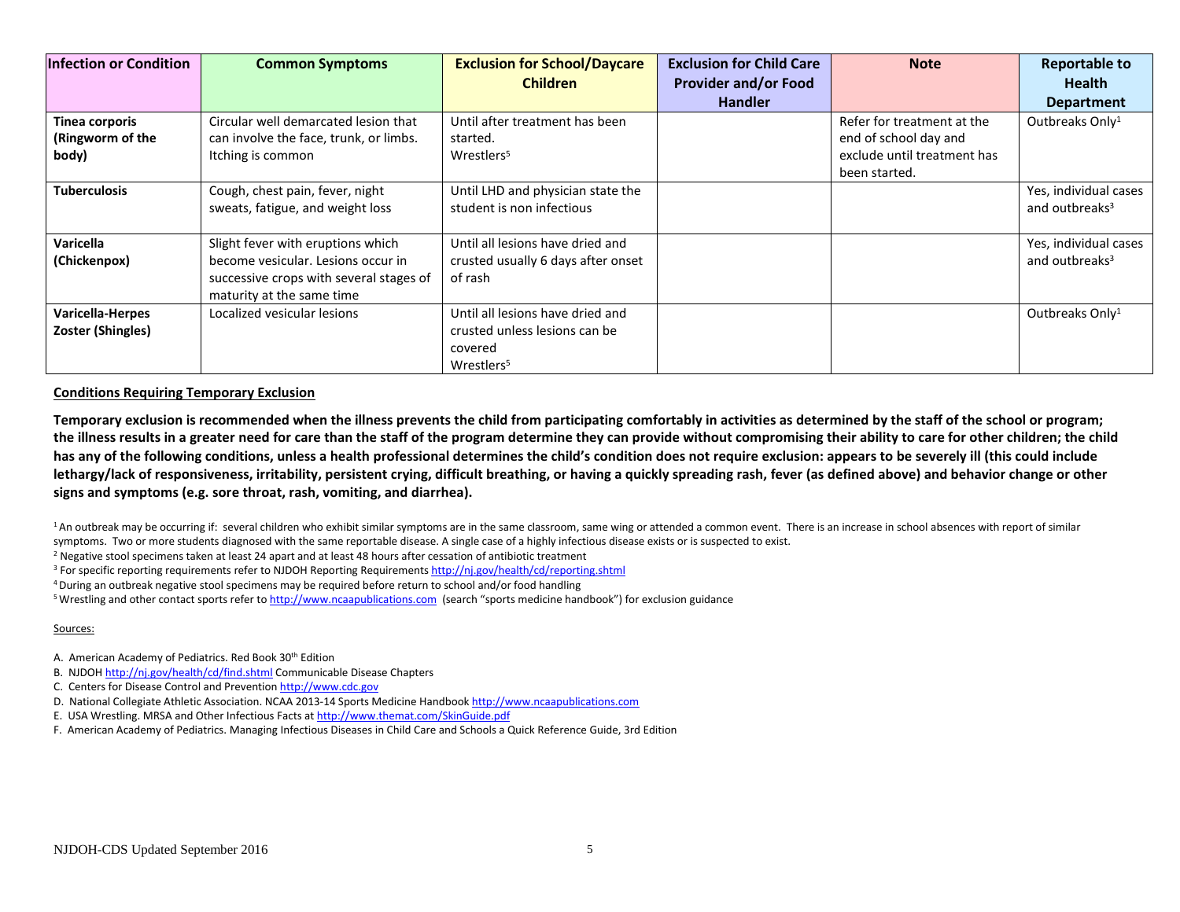| Infection or Condition | Common Symptoms | Exclusion for School/Daycare Children | Exclusion for Child Care Provider and/or Food Handler | Note | Reportable to Health Department |
|---|---|---|---|---|---|
| **Tinea corporis (Ringworm of the body)** | Circular well demarcated lesion that can involve the face, trunk, or limbs. Itching is common | Until after treatment has been started. Wrestlers[5] | | Refer for treatment at the end of school day and exclude until treatment has been started. | Outbreaks Only[1] |
| **Tuberculosis** | Cough, chest pain, fever, night sweats, fatigue, and weight loss | Until LHD and physician state the student is non infectious | | | Yes, individual cases and outbreaks[3] |
| **Varicella (Chickenpox)** | Slight fever with eruptions which become vesicular. Lesions occur in successive crops with several stages of maturity at the same time | Until all lesions have dried and crusted usually 6 days after onset of rash | | | Yes, individual cases and outbreaks[3] |
| **Varicella-Herpes Zoster (Shingles)** | Localized vesicular lesions | Until all lesions have dried and crusted unless lesions can be covered Wrestlers[5] | | | Outbreaks Only[1] |

**Conditions Requiring Temporary Exclusion**

**Temporary exclusion is recommended when the illness prevents the child from participating comfortably in activities as determined by the staff of the school or program; the illness results in a greater need for care than the staff of the program determine they can provide without compromising their ability to care for other children; the child has any of the following conditions, unless a health professional determines the child's condition does not require exclusion: appears to be severely ill (this could include lethargy/lack of responsiveness, irritability, persistent crying, difficult breathing, or having a quickly spreading rash, fever (as defined above) and behavior change or other signs and symptoms (e.g. sore throat, rash, vomiting, and diarrhea).**

[1] An outbreak may be occurring if: several children who exhibit similar symptoms are in the same classroom, same wing or attended a common event. There is an increase in school absences with report of similar symptoms. Two or more students diagnosed with the same reportable disease. A single case of a highly infectious disease exists or is suspected to exist.

[2] Negative stool specimens taken at least 24 apart and at least 48 hours after cessation of antibiotic treatment

[3] For specific reporting requirements refer to NJDOH Reporting Requirements http://nj.gov/health/cd/reporting.shtml

[4] During an outbreak negative stool specimens may be required before return to school and/or food handling

[5] Wrestling and other contact sports refer to http://www.ncaapublications.com (search "sports medicine handbook") for exclusion guidance

Sources:

A. American Academy of Pediatrics. Red Book 30th Edition
B. NJDOH http://nj.gov/health/cd/find.shtml Communicable Disease Chapters
C. Centers for Disease Control and Prevention http://www.cdc.gov
D. National Collegiate Athletic Association. NCAA 2013-14 Sports Medicine Handbook http://www.ncaapublications.com
E. USA Wrestling. MRSA and Other Infectious Facts at http://www.themat.com/SkinGuide.pdf
F. American Academy of Pediatrics. Managing Infectious Diseases in Child Care and Schools a Quick Reference Guide, 3rd Edition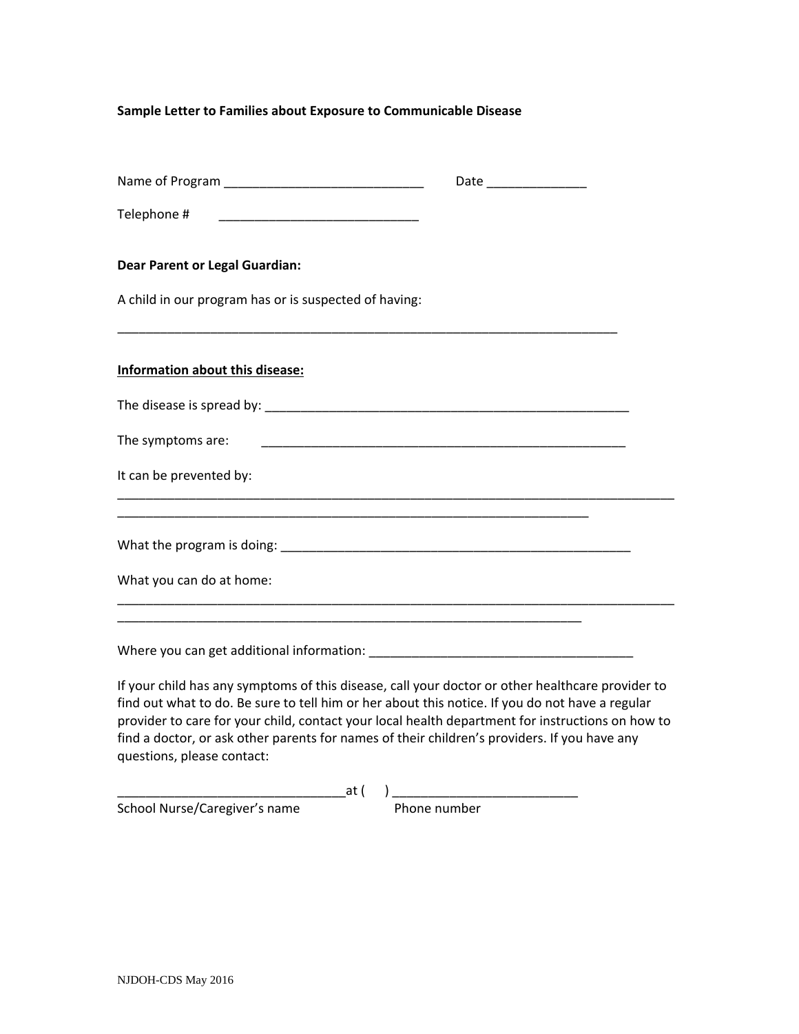**Sample Letter to Families about Exposure to Communicable Disease**

Name of Program ____________________________ Date ______________

Telephone # ____________________________

**Dear Parent or Legal Guardian:**

A child in our program has or is suspected of having:

________________________________________________________________________

**<u>Information about this disease:</u>**

The disease is spread by: _____________________________________________________

The symptoms are: _____________________________________________________

It can be prevented by:

________________________________________________________________________________

____________________________________________________________________

What the program is doing: ___________________________________________________

What you can do at home:

________________________________________________________________________________

____________________________________________________________________

Where you can get additional information: ______________________________________

If your child has any symptoms of this disease, call your doctor or other healthcare provider to find out what to do. Be sure to tell him or her about this notice. If you do not have a regular provider to care for your child, contact your local health department for instructions on how to find a doctor, or ask other parents for names of their children's providers. If you have any questions, please contact:

________________________________at (     ) _________________________

School Nurse/Caregiver's name Phone number

NJDOH-CDS May 2016